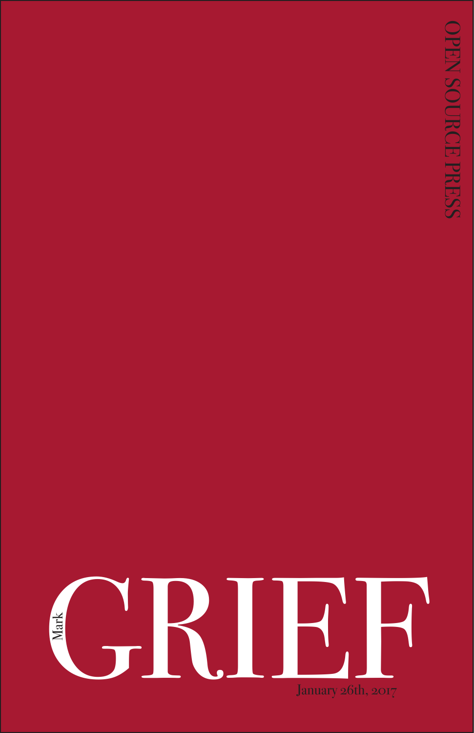OPEN SOURCE PRESS

# Mark GRIEF

January 26th, 2017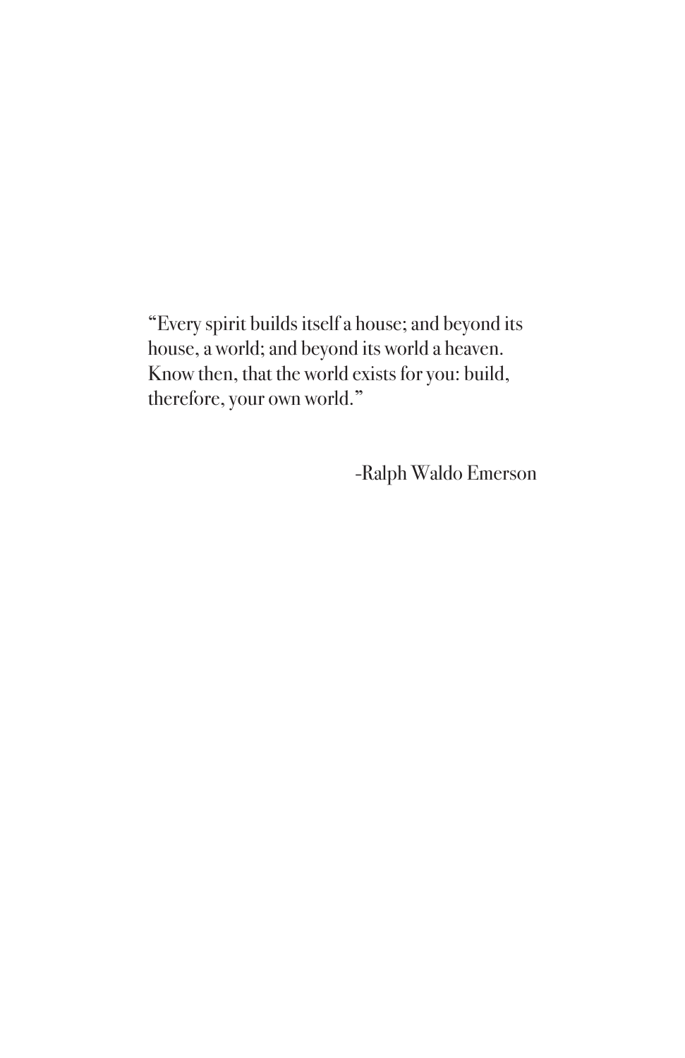"Every spirit builds itself a house; and beyond its house, a world; and beyond its world a heaven. Know then, that the world exists for you: build, therefore, your own world."

-Ralph Waldo Emerson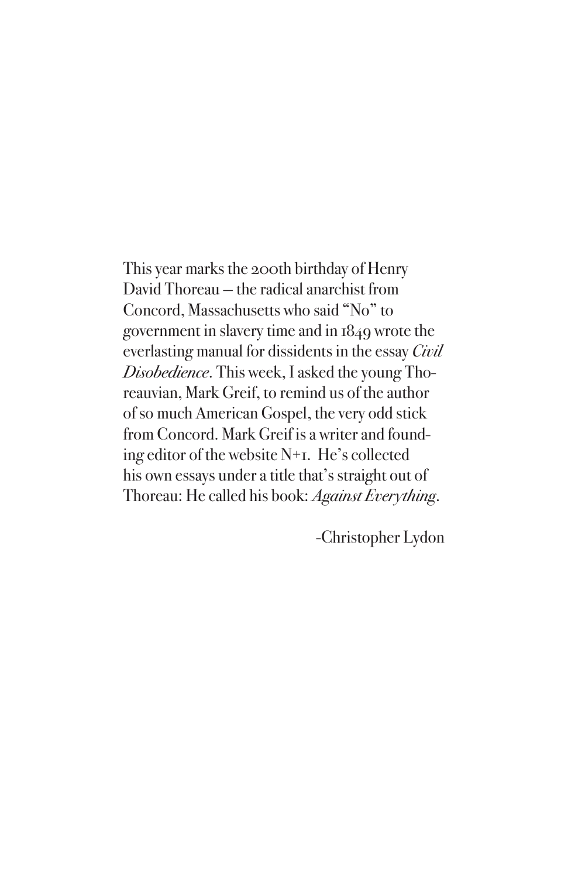This year marks the 200th birthday of Henry David Thoreau — the radical anarchist from Concord, Massachusetts who said "No" to government in slavery time and in 1849 wrote the everlasting manual for dissidents in the essay *Civil Disobedience*. This week, I asked the young Thoreauvian, Mark Greif, to remind us of the author of so much American Gospel, the very odd stick from Concord. Mark Greif is a writer and founding editor of the website N+1. He's collected his own essays under a title that's straight out of Thoreau: He called his book: *Against Everything*.

-Christopher Lydon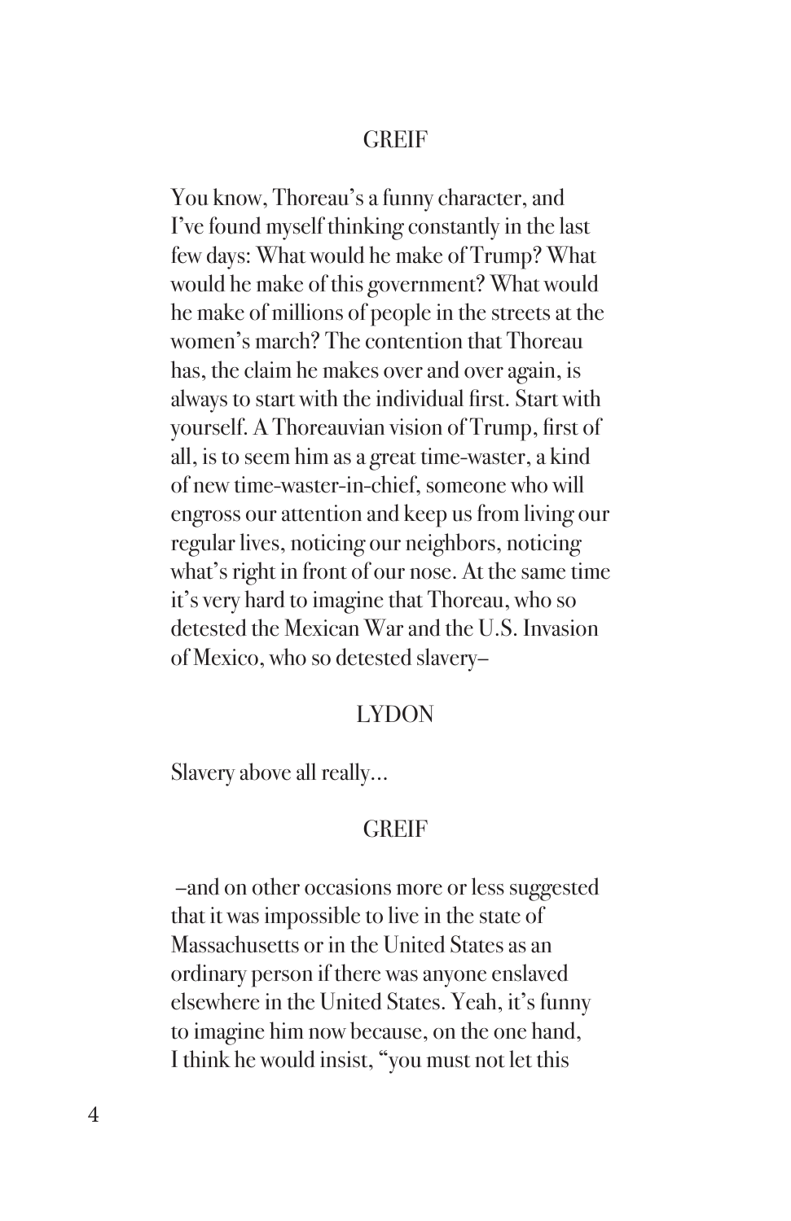GREIF

You know, Thoreau's a funny character, and I've found myself thinking constantly in the last few days: What would he make of Trump? What would he make of this government? What would he make of millions of people in the streets at the women's march? The contention that Thoreau has, the claim he makes over and over again, is always to start with the individual first. Start with yourself. A Thoreauvian vision of Trump, first of all, is to seem him as a great time-waster, a kind of new time-waster-in-chief, someone who will engross our attention and keep us from living our regular lives, noticing our neighbors, noticing what's right in front of our nose. At the same time it's very hard to imagine that Thoreau, who so detested the Mexican War and the U.S. Invasion of Mexico, who so detested slavery–

LYDON

Slavery above all really…

GREIF

–and on other occasions more or less suggested that it was impossible to live in the state of Massachusetts or in the United States as an ordinary person if there was anyone enslaved elsewhere in the United States. Yeah, it's funny to imagine him now because, on the one hand, I think he would insist, "you must not let this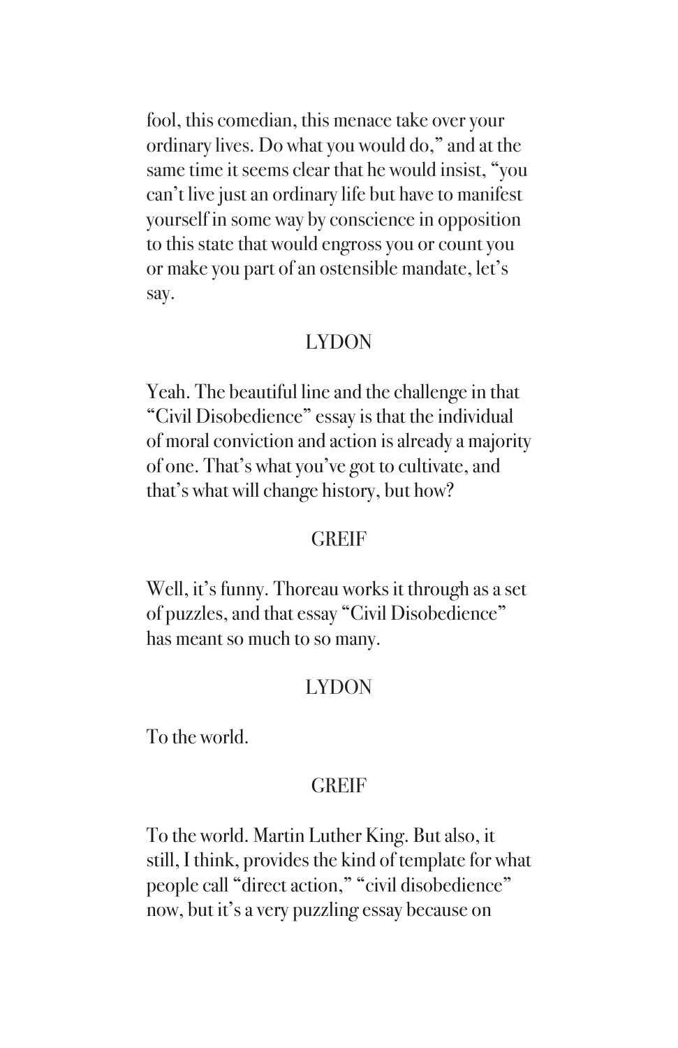fool, this comedian, this menace take over your ordinary lives. Do what you would do," and at the same time it seems clear that he would insist, "you can't live just an ordinary life but have to manifest yourself in some way by conscience in opposition to this state that would engross you or count you or make you part of an ostensible mandate, let's say.

LYDON

Yeah. The beautiful line and the challenge in that "Civil Disobedience" essay is that the individual of moral conviction and action is already a majority of one. That's what you've got to cultivate, and that's what will change history, but how?

GREIF

Well, it's funny. Thoreau works it through as a set of puzzles, and that essay "Civil Disobedience" has meant so much to so many.

LYDON

To the world.

GREIF

To the world. Martin Luther King. But also, it still, I think, provides the kind of template for what people call "direct action," "civil disobedience" now, but it's a very puzzling essay because on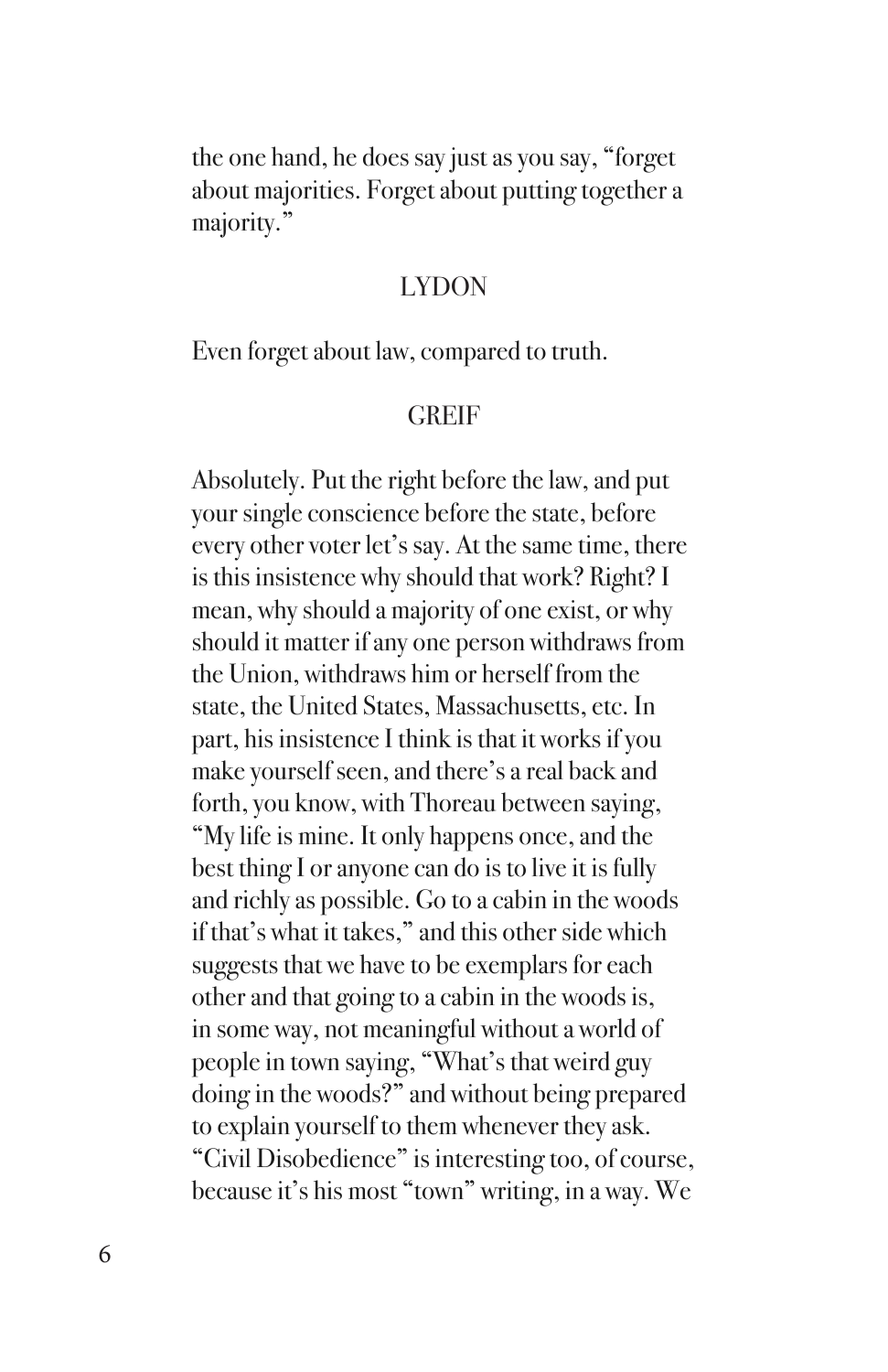the one hand, he does say just as you say, "forget about majorities. Forget about putting together a majority."

LYDON

Even forget about law, compared to truth.

GREIF

Absolutely. Put the right before the law, and put your single conscience before the state, before every other voter let's say. At the same time, there is this insistence why should that work? Right? I mean, why should a majority of one exist, or why should it matter if any one person withdraws from the Union, withdraws him or herself from the state, the United States, Massachusetts, etc. In part, his insistence I think is that it works if you make yourself seen, and there's a real back and forth, you know, with Thoreau between saying, "My life is mine. It only happens once, and the best thing I or anyone can do is to live it is fully and richly as possible. Go to a cabin in the woods if that's what it takes," and this other side which suggests that we have to be exemplars for each other and that going to a cabin in the woods is, in some way, not meaningful without a world of people in town saying, "What's that weird guy doing in the woods?" and without being prepared to explain yourself to them whenever they ask. "Civil Disobedience" is interesting too, of course, because it's his most "town" writing, in a way. We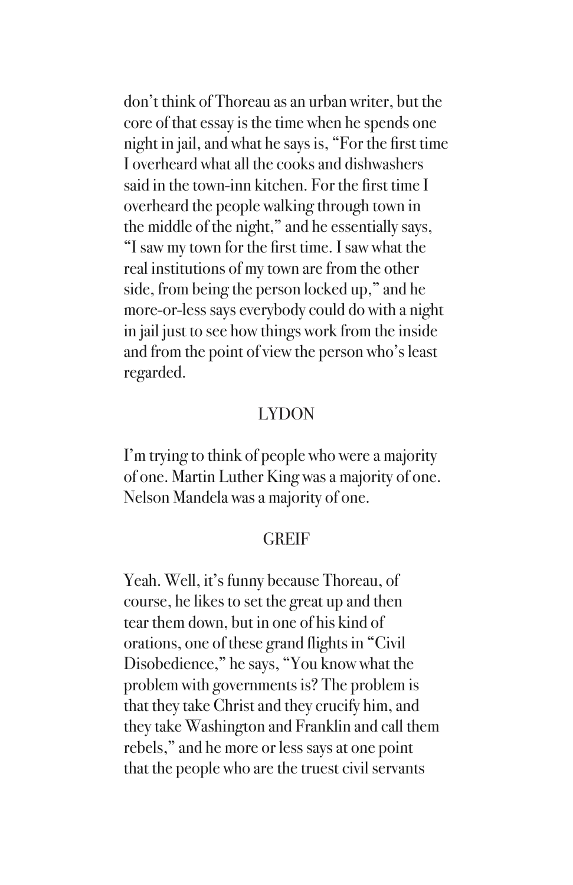don't think of Thoreau as an urban writer, but the core of that essay is the time when he spends one night in jail, and what he says is, "For the first time I overheard what all the cooks and dishwashers said in the town-inn kitchen. For the first time I overheard the people walking through town in the middle of the night," and he essentially says, "I saw my town for the first time. I saw what the real institutions of my town are from the other side, from being the person locked up," and he more-or-less says everybody could do with a night in jail just to see how things work from the inside and from the point of view the person who's least regarded.

LYDON

I'm trying to think of people who were a majority of one. Martin Luther King was a majority of one. Nelson Mandela was a majority of one.

GREIF

Yeah. Well, it's funny because Thoreau, of course, he likes to set the great up and then tear them down, but in one of his kind of orations, one of these grand flights in "Civil Disobedience," he says, "You know what the problem with governments is? The problem is that they take Christ and they crucify him, and they take Washington and Franklin and call them rebels," and he more or less says at one point that the people who are the truest civil servants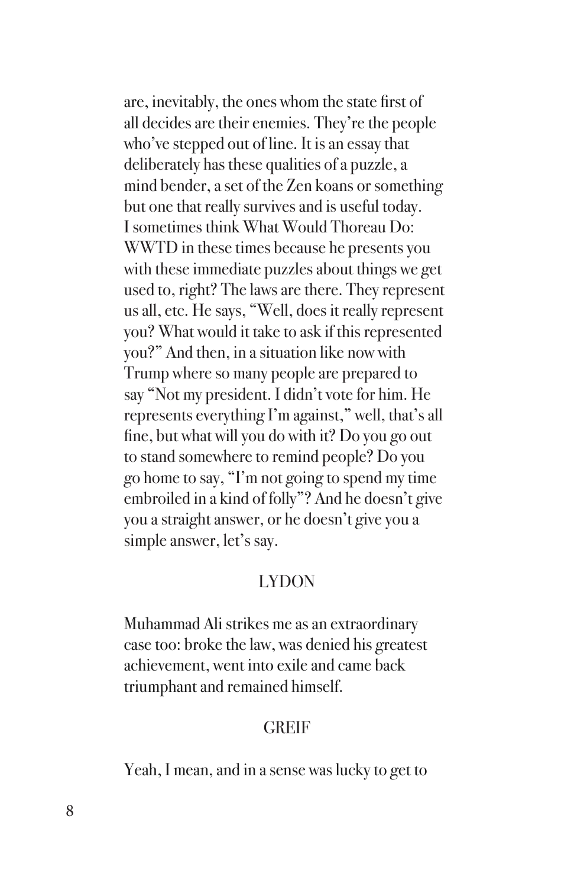are, inevitably, the ones whom the state first of all decides are their enemies. They're the people who've stepped out of line. It is an essay that deliberately has these qualities of a puzzle, a mind bender, a set of the Zen koans or something but one that really survives and is useful today. I sometimes think What Would Thoreau Do: WWTD in these times because he presents you with these immediate puzzles about things we get used to, right? The laws are there. They represent us all, etc. He says, "Well, does it really represent you? What would it take to ask if this represented you?" And then, in a situation like now with Trump where so many people are prepared to say "Not my president. I didn't vote for him. He represents everything I'm against," well, that's all fine, but what will you do with it? Do you go out to stand somewhere to remind people? Do you go home to say, "I'm not going to spend my time embroiled in a kind of folly"? And he doesn't give you a straight answer, or he doesn't give you a simple answer, let's say.

LYDON

Muhammad Ali strikes me as an extraordinary case too: broke the law, was denied his greatest achievement, went into exile and came back triumphant and remained himself.

GREIF

Yeah, I mean, and in a sense was lucky to get to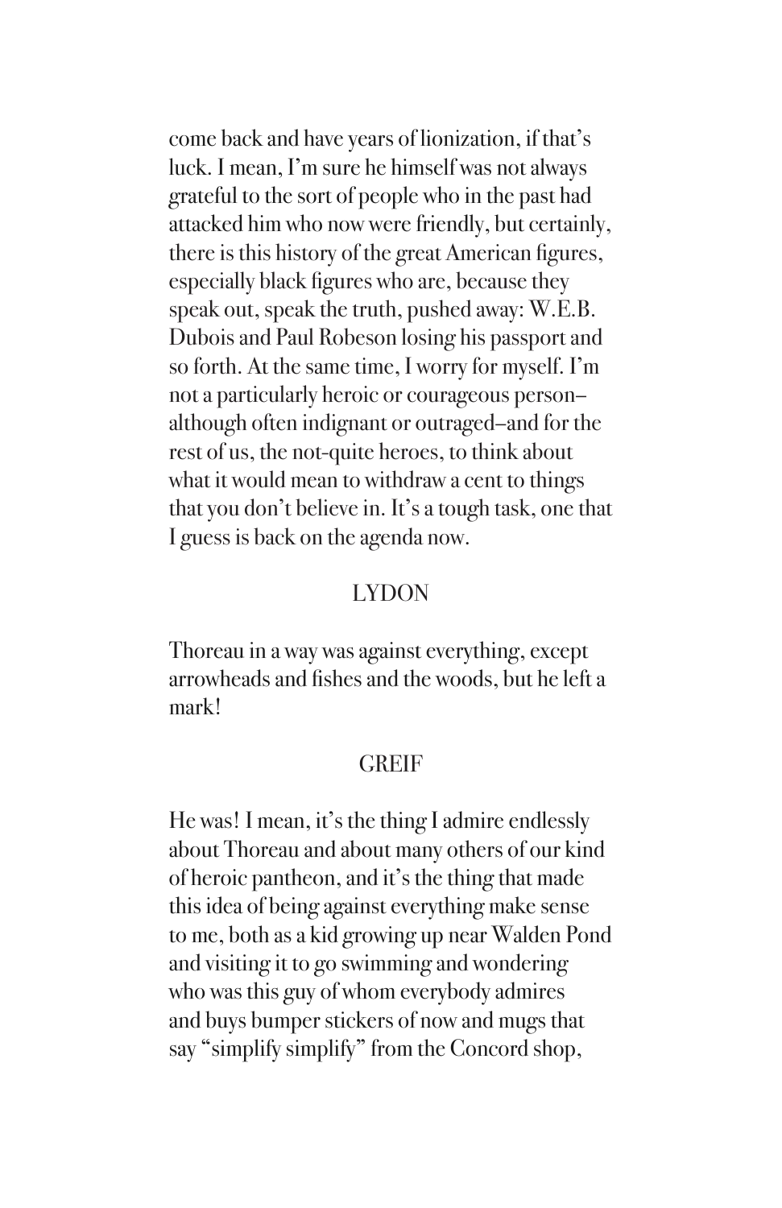come back and have years of lionization, if that's luck. I mean, I'm sure he himself was not always grateful to the sort of people who in the past had attacked him who now were friendly, but certainly, there is this history of the great American figures, especially black figures who are, because they speak out, speak the truth, pushed away: W.E.B. Dubois and Paul Robeson losing his passport and so forth. At the same time, I worry for myself. I'm not a particularly heroic or courageous person–although often indignant or outraged–and for the rest of us, the not-quite heroes, to think about what it would mean to withdraw a cent to things that you don't believe in. It's a tough task, one that I guess is back on the agenda now.

LYDON

Thoreau in a way was against everything, except arrowheads and fishes and the woods, but he left a mark!

GREIF

He was! I mean, it's the thing I admire endlessly about Thoreau and about many others of our kind of heroic pantheon, and it's the thing that made this idea of being against everything make sense to me, both as a kid growing up near Walden Pond and visiting it to go swimming and wondering who was this guy of whom everybody admires and buys bumper stickers of now and mugs that say "simplify simplify" from the Concord shop,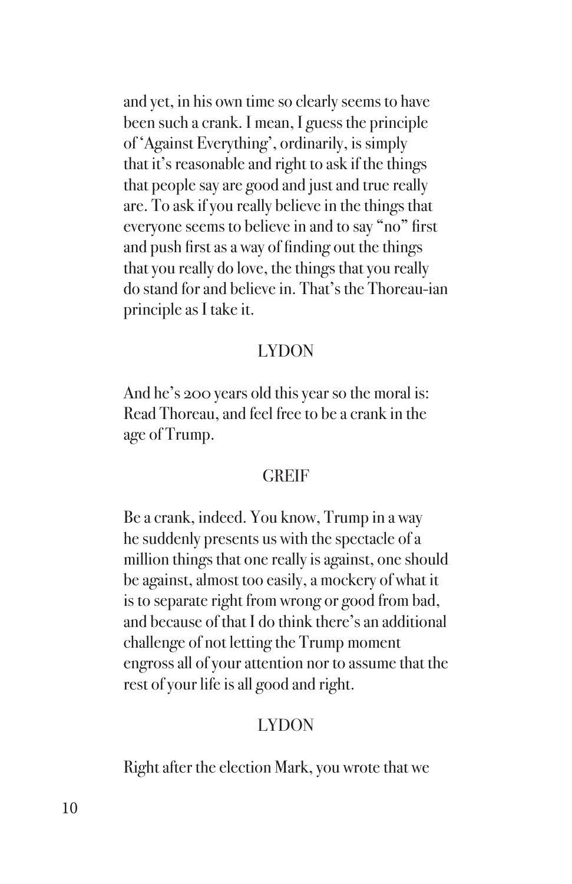and yet, in his own time so clearly seems to have been such a crank. I mean, I guess the principle of 'Against Everything', ordinarily, is simply that it's reasonable and right to ask if the things that people say are good and just and true really are. To ask if you really believe in the things that everyone seems to believe in and to say "no" first and push first as a way of finding out the things that you really do love, the things that you really do stand for and believe in. That's the Thoreau-ian principle as I take it.

LYDON

And he's 200 years old this year so the moral is: Read Thoreau, and feel free to be a crank in the age of Trump.

GREIF

Be a crank, indeed. You know, Trump in a way he suddenly presents us with the spectacle of a million things that one really is against, one should be against, almost too easily, a mockery of what it is to separate right from wrong or good from bad, and because of that I do think there's an additional challenge of not letting the Trump moment engross all of your attention nor to assume that the rest of your life is all good and right.

LYDON

Right after the election Mark, you wrote that we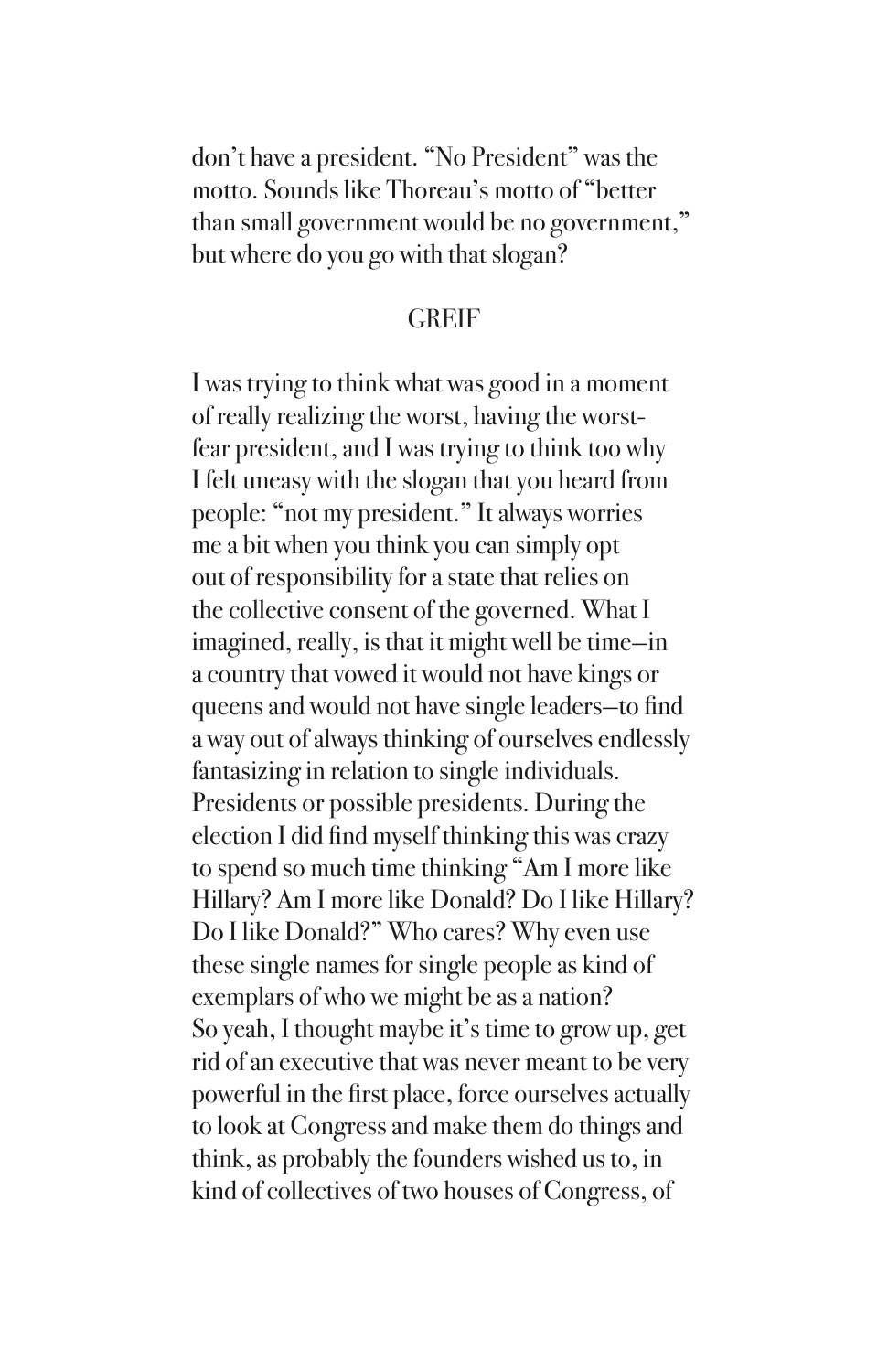don't have a president. "No President" was the motto. Sounds like Thoreau's motto of "better than small government would be no government," but where do you go with that slogan?

GREIF

I was trying to think what was good in a moment of really realizing the worst, having the worst-fear president, and I was trying to think too why I felt uneasy with the slogan that you heard from people: "not my president." It always worries me a bit when you think you can simply opt out of responsibility for a state that relies on the collective consent of the governed. What I imagined, really, is that it might well be time—in a country that vowed it would not have kings or queens and would not have single leaders—to find a way out of always thinking of ourselves endlessly fantasizing in relation to single individuals. Presidents or possible presidents. During the election I did find myself thinking this was crazy to spend so much time thinking "Am I more like Hillary? Am I more like Donald? Do I like Hillary? Do I like Donald?" Who cares? Why even use these single names for single people as kind of exemplars of who we might be as a nation? So yeah, I thought maybe it's time to grow up, get rid of an executive that was never meant to be very powerful in the first place, force ourselves actually to look at Congress and make them do things and think, as probably the founders wished us to, in kind of collectives of two houses of Congress, of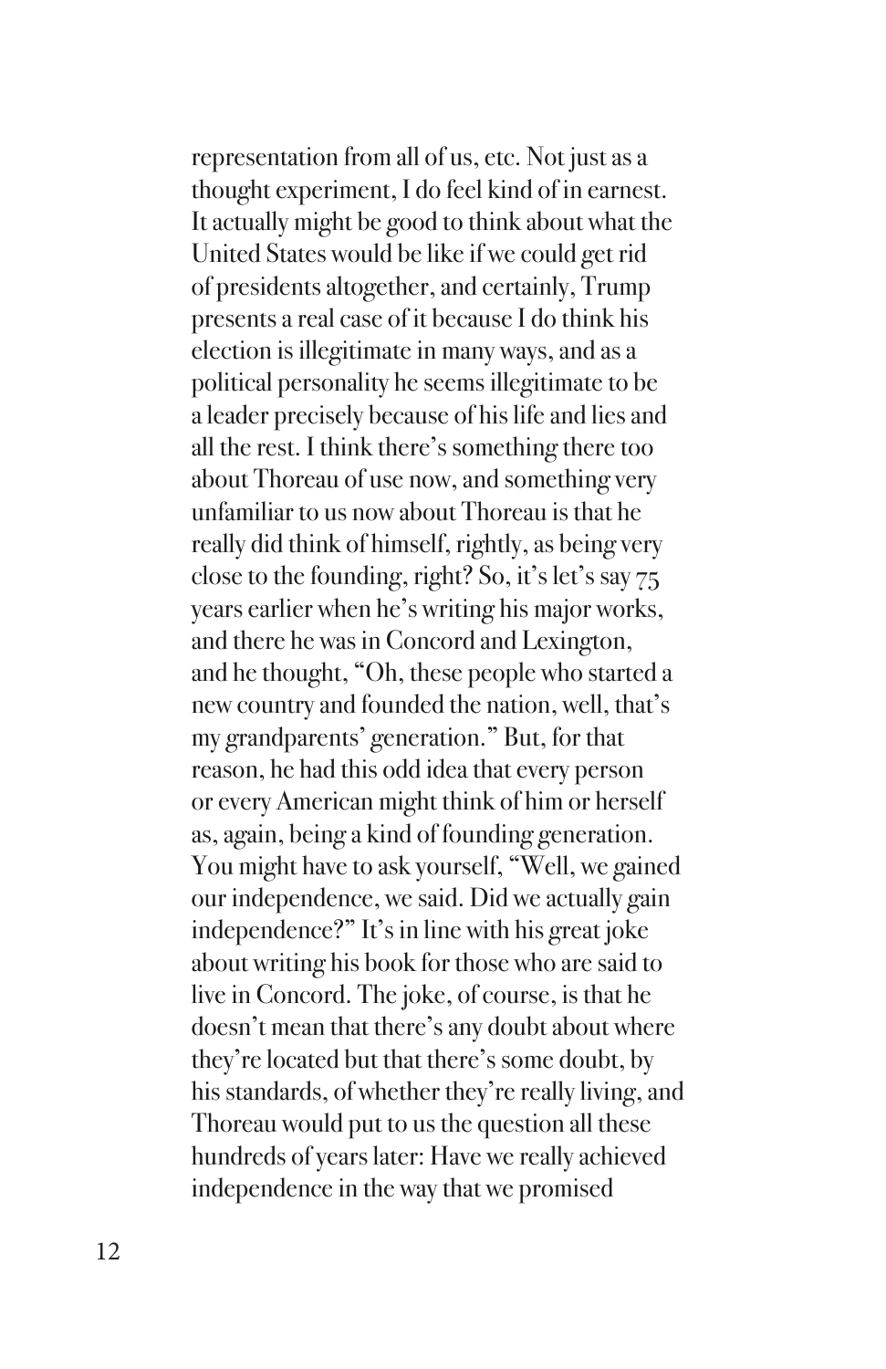representation from all of us, etc. Not just as a thought experiment, I do feel kind of in earnest. It actually might be good to think about what the United States would be like if we could get rid of presidents altogether, and certainly, Trump presents a real case of it because I do think his election is illegitimate in many ways, and as a political personality he seems illegitimate to be a leader precisely because of his life and lies and all the rest. I think there's something there too about Thoreau of use now, and something very unfamiliar to us now about Thoreau is that he really did think of himself, rightly, as being very close to the founding, right? So, it's let's say 75 years earlier when he's writing his major works, and there he was in Concord and Lexington, and he thought, "Oh, these people who started a new country and founded the nation, well, that's my grandparents' generation." But, for that reason, he had this odd idea that every person or every American might think of him or herself as, again, being a kind of founding generation. You might have to ask yourself, "Well, we gained our independence, we said. Did we actually gain independence?" It's in line with his great joke about writing his book for those who are said to live in Concord. The joke, of course, is that he doesn't mean that there's any doubt about where they're located but that there's some doubt, by his standards, of whether they're really living, and Thoreau would put to us the question all these hundreds of years later: Have we really achieved independence in the way that we promised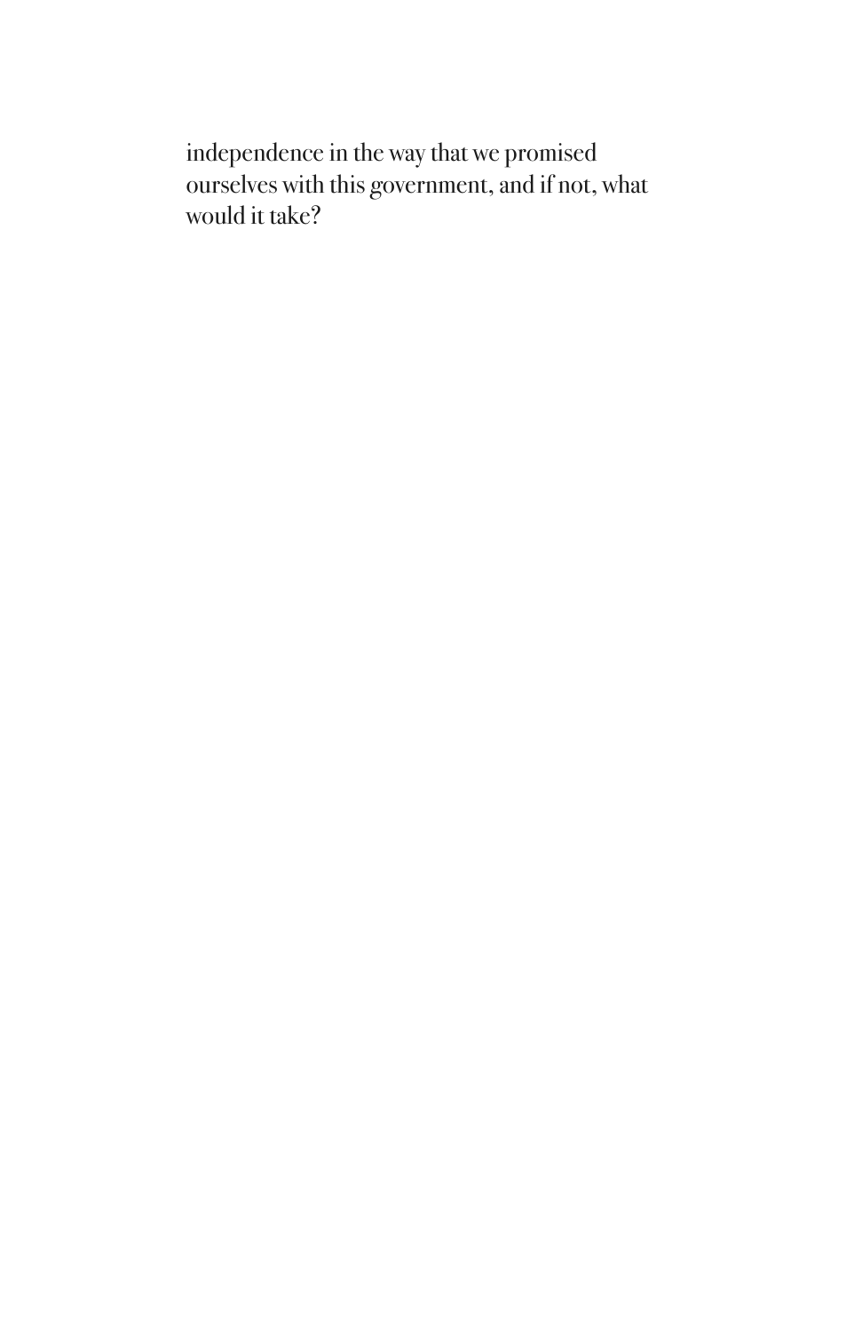independence in the way that we promised ourselves with this government, and if not, what would it take?